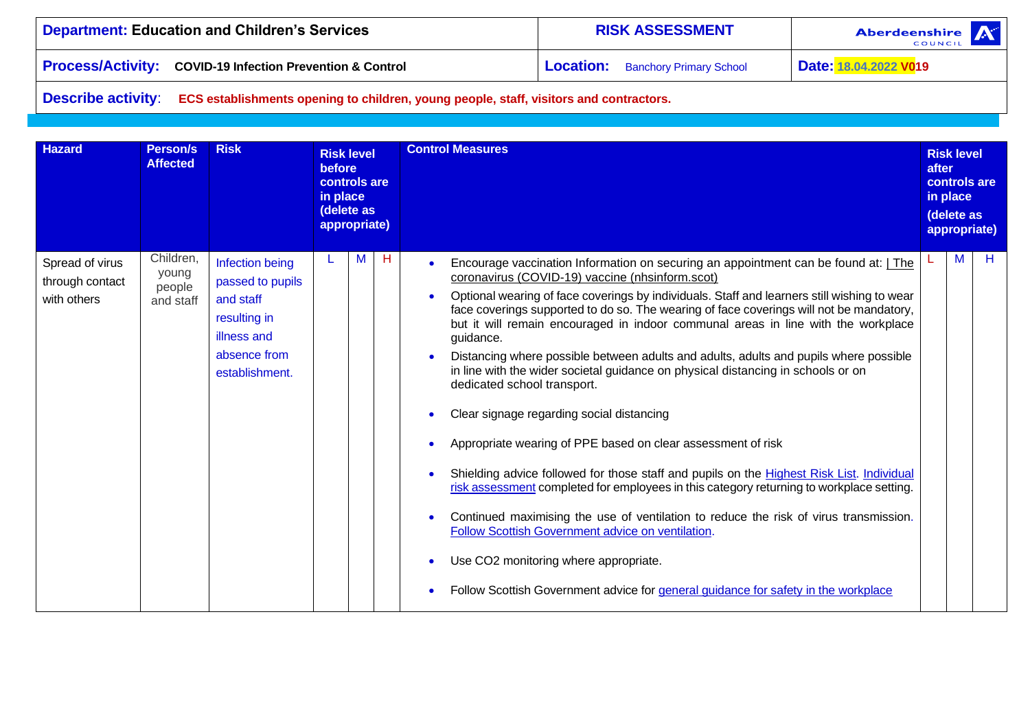| **Department: Education and Children's Services** | **RISK ASSESSMENT** | **Aberdeenshire COUNCIL** |
|---|---|---|
| **Process/Activity: COVID-19 Infection Prevention & Control** | **Location:** Banchory Primary School | **Date: 18.04.2022 V019** |

**Describe activity**: **ECS establishments opening to children, young people, staff, visitors and contractors.**

| Hazard | Person/s Affected | Risk | Risk level before controls are in place (delete as appropriate) | | | Control Measures | Risk level after controls are in place (delete as appropriate) | | |
|---|---|---|---|---|---|---|---|---|---|
| Spread of virus through contact with others | Children, young people and staff | Infection being passed to pupils and staff resulting in illness and absence from establishment. | L | M | H | • Encourage vaccination Information on securing an appointment can be found at: \| The coronavirus (COVID-19) vaccine (nhsinform.scot)<br>• Optional wearing of face coverings by individuals. Staff and learners still wishing to wear face coverings supported to do so. The wearing of face coverings will not be mandatory, but it will remain encouraged in indoor communal areas in line with the workplace guidance.<br>• Distancing where possible between adults and adults, adults and pupils where possible in line with the wider societal guidance on physical distancing in schools or on dedicated school transport.<br>• Clear signage regarding social distancing<br>• Appropriate wearing of PPE based on clear assessment of risk<br>• Shielding advice followed for those staff and pupils on the Highest Risk List. Individual risk assessment completed for employees in this category returning to workplace setting.<br>• Continued maximising the use of ventilation to reduce the risk of virus transmission. Follow Scottish Government advice on ventilation.<br>• Use CO2 monitoring where appropriate.<br>• Follow Scottish Government advice for general guidance for safety in the workplace | L | M | H |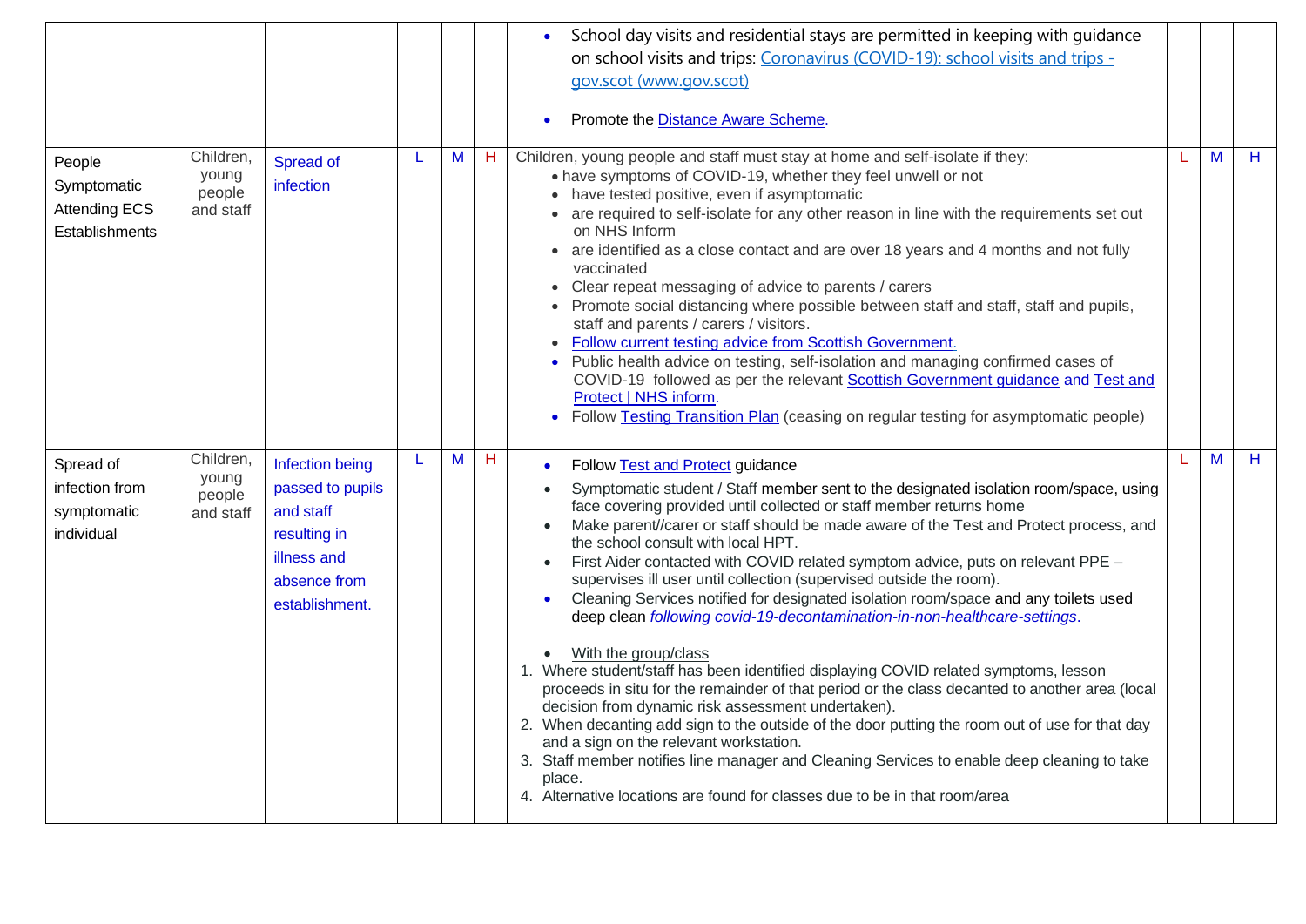| | | | | | | | | | |
|---|---|---|---|---|---|---|---|---|---|
| | | | | | | • School day visits and residential stays are permitted in keeping with guidance on school visits and trips: [Coronavirus (COVID-19): school visits and trips - gov.scot (www.gov.scot)]<br><br>• Promote the [Distance Aware Scheme]. | | | |
| People Symptomatic Attending ECS Establishments | Children, young people and staff | Spread of infection | L | M | H | Children, young people and staff must stay at home and self-isolate if they:<br>• have symptoms of COVID-19, whether they feel unwell or not<br>• have tested positive, even if asymptomatic<br>• are required to self-isolate for any other reason in line with the requirements set out on NHS Inform<br>• are identified as a close contact and are over 18 years and 4 months and not fully vaccinated<br>• Clear repeat messaging of advice to parents / carers<br>• Promote social distancing where possible between staff and staff, staff and pupils, staff and parents / carers / visitors.<br>• [Follow current testing advice from Scottish Government.]<br>• Public health advice on testing, self-isolation and managing confirmed cases of COVID-19 followed as per the relevant [Scottish Government guidance] and [Test and Protect \| NHS inform].<br>• Follow [Testing Transition Plan] (ceasing on regular testing for asymptomatic people) | L | M | H |
| Spread of infection from symptomatic individual | Children, young people and staff | Infection being passed to pupils and staff resulting in illness and absence from establishment. | L | M | H | • Follow [Test and Protect] guidance<br>• Symptomatic student / Staff member sent to the designated isolation room/space, using face covering provided until collected or staff member returns home<br>• Make parent//carer or staff should be made aware of the Test and Protect process, and the school consult with local HPT.<br>• First Aider contacted with COVID related symptom advice, puts on relevant PPE – supervises ill user until collection (supervised outside the room).<br>• Cleaning Services notified for designated isolation room/space and any toilets used deep clean *following [covid-19-decontamination-in-non-healthcare-settings]*.<br><br>• With the group/class<br>1. Where student/staff has been identified displaying COVID related symptoms, lesson proceeds in situ for the remainder of that period or the class decanted to another area (local decision from dynamic risk assessment undertaken).<br>2. When decanting add sign to the outside of the door putting the room out of use for that day and a sign on the relevant workstation.<br>3. Staff member notifies line manager and Cleaning Services to enable deep cleaning to take place.<br>4. Alternative locations are found for classes due to be in that room/area | L | M | H |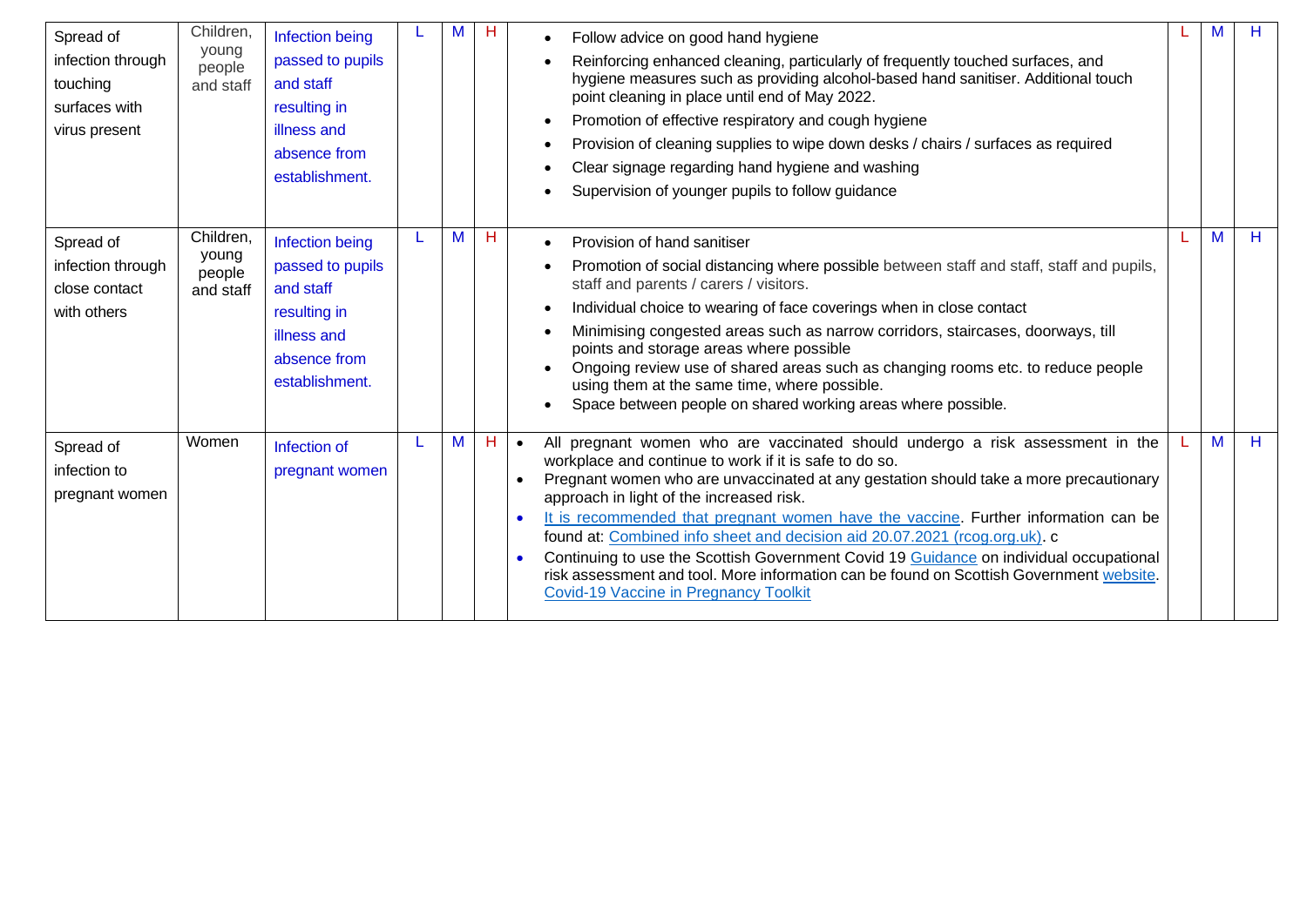| | | | | | | | | | |
|---|---|---|---|---|---|---|---|---|---|
| Spread of infection through touching surfaces with virus present | Children, young people and staff | Infection being passed to pupils and staff resulting in illness and absence from establishment. | L | M | H | • Follow advice on good hand hygiene<br>• Reinforcing enhanced cleaning, particularly of frequently touched surfaces, and hygiene measures such as providing alcohol-based hand sanitiser. Additional touch point cleaning in place until end of May 2022.<br>• Promotion of effective respiratory and cough hygiene<br>• Provision of cleaning supplies to wipe down desks / chairs / surfaces as required<br>• Clear signage regarding hand hygiene and washing<br>• Supervision of younger pupils to follow guidance | L | M | H |
| Spread of infection through close contact with others | Children, young people and staff | Infection being passed to pupils and staff resulting in illness and absence from establishment. | L | M | H | • Provision of hand sanitiser<br>• Promotion of social distancing where possible between staff and staff, staff and pupils, staff and parents / carers / visitors.<br>• Individual choice to wearing of face coverings when in close contact<br>• Minimising congested areas such as narrow corridors, staircases, doorways, till points and storage areas where possible<br>• Ongoing review use of shared areas such as changing rooms etc. to reduce people using them at the same time, where possible.<br>• Space between people on shared working areas where possible. | L | M | H |
| Spread of infection to pregnant women | Women | Infection of pregnant women | L | M | H | • All pregnant women who are vaccinated should undergo a risk assessment in the workplace and continue to work if it is safe to do so.<br>• Pregnant women who are unvaccinated at any gestation should take a more precautionary approach in light of the increased risk.<br>• It is recommended that pregnant women have the vaccine. Further information can be found at: Combined info sheet and decision aid 20.07.2021 (rcog.org.uk). c<br>• Continuing to use the Scottish Government Covid 19 Guidance on individual occupational risk assessment and tool. More information can be found on Scottish Government website. Covid-19 Vaccine in Pregnancy Toolkit | L | M | H |